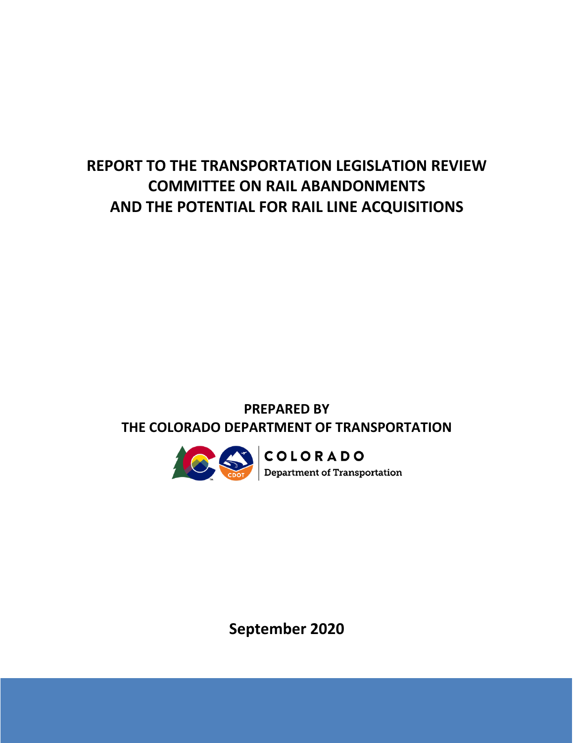# REPORT TO THE TRANSPORTATION LEGISLATION REVIEW COMMITTEE ON RAIL ABANDONMENTS AND THE POTENTIAL FOR RAIL LINE ACQUISITIONS

**PREPARED BY**
**THE COLORADO DEPARTMENT OF TRANSPORTATION**

COLORADO
Department of Transportation

**September 2020**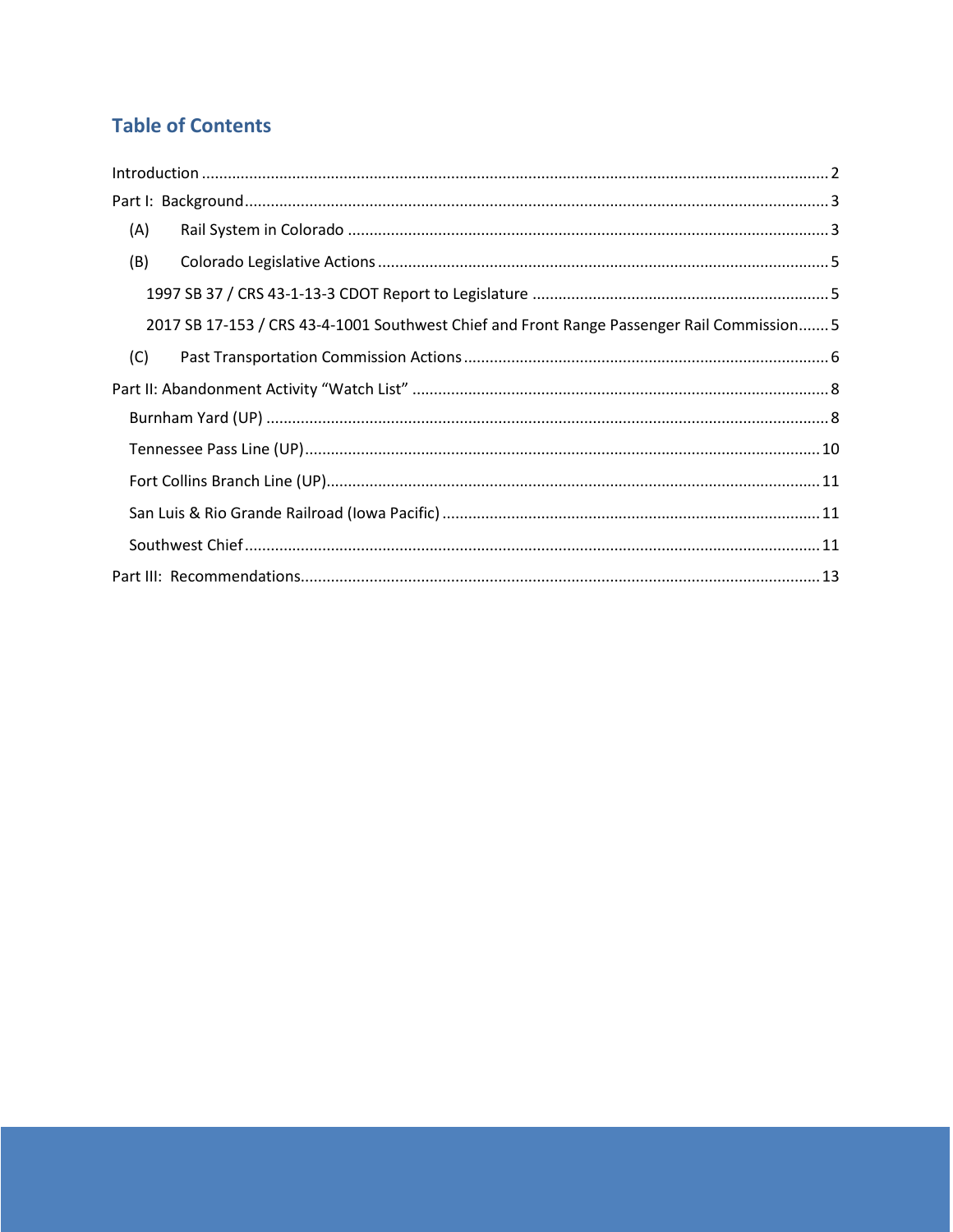## Table of Contents

Introduction ........ 2

Part I: Background ........ 3

- (A) Rail System in Colorado ........ 3
- (B) Colorado Legislative Actions ........ 5
  - 1997 SB 37 / CRS 43-1-13-3 CDOT Report to Legislature ........ 5
  - 2017 SB 17-153 / CRS 43-4-1001 Southwest Chief and Front Range Passenger Rail Commission ........ 5
- (C) Past Transportation Commission Actions ........ 6

Part II: Abandonment Activity "Watch List" ........ 8

- Burnham Yard (UP) ........ 8
- Tennessee Pass Line (UP) ........ 10
- Fort Collins Branch Line (UP) ........ 11
- San Luis & Rio Grande Railroad (Iowa Pacific) ........ 11
- Southwest Chief ........ 11

Part III: Recommendations ........ 13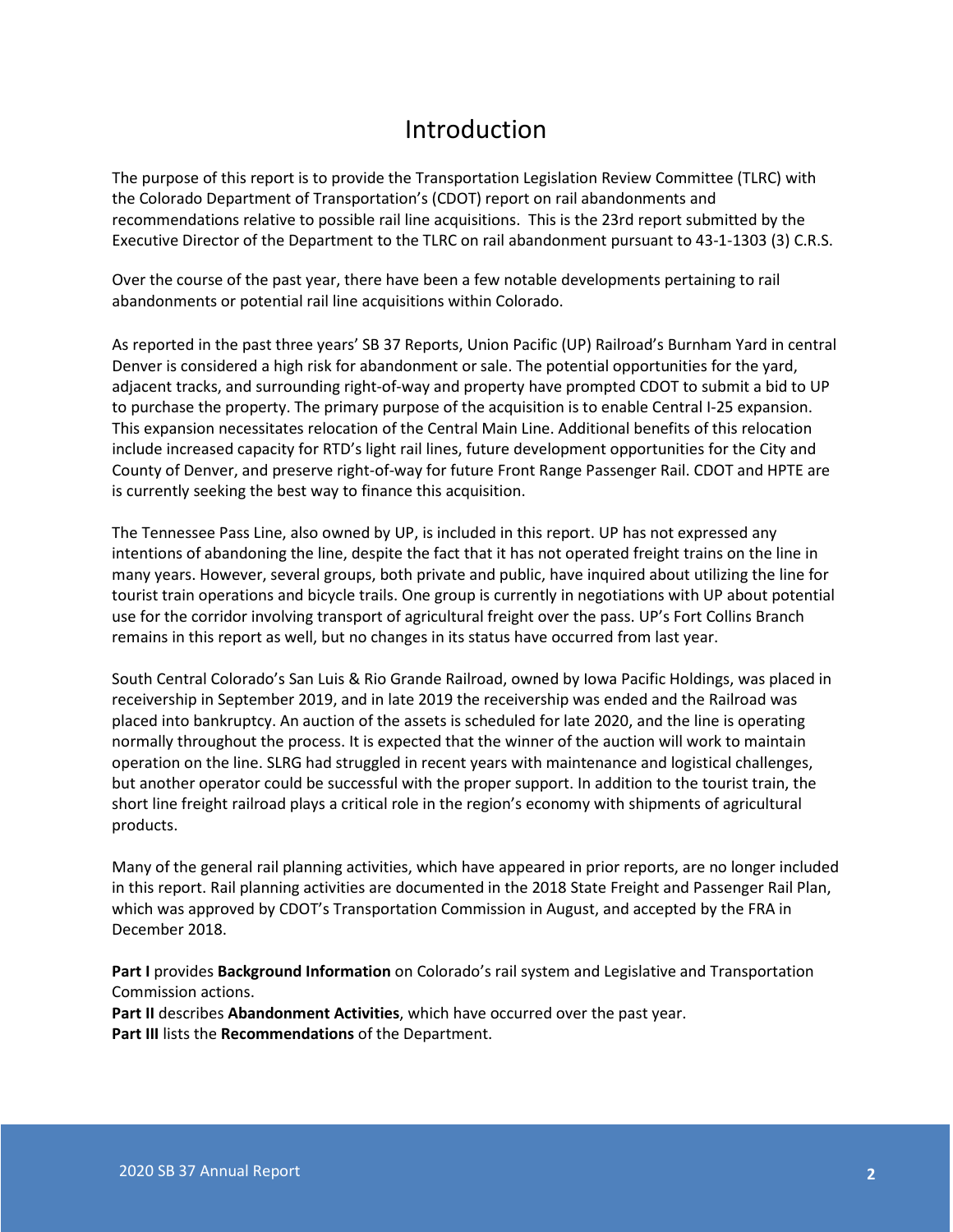# Introduction

The purpose of this report is to provide the Transportation Legislation Review Committee (TLRC) with the Colorado Department of Transportation's (CDOT) report on rail abandonments and recommendations relative to possible rail line acquisitions. This is the 23rd report submitted by the Executive Director of the Department to the TLRC on rail abandonment pursuant to 43-1-1303 (3) C.R.S.

Over the course of the past year, there have been a few notable developments pertaining to rail abandonments or potential rail line acquisitions within Colorado.

As reported in the past three years' SB 37 Reports, Union Pacific (UP) Railroad's Burnham Yard in central Denver is considered a high risk for abandonment or sale. The potential opportunities for the yard, adjacent tracks, and surrounding right-of-way and property have prompted CDOT to submit a bid to UP to purchase the property. The primary purpose of the acquisition is to enable Central I-25 expansion. This expansion necessitates relocation of the Central Main Line. Additional benefits of this relocation include increased capacity for RTD's light rail lines, future development opportunities for the City and County of Denver, and preserve right-of-way for future Front Range Passenger Rail. CDOT and HPTE are is currently seeking the best way to finance this acquisition.

The Tennessee Pass Line, also owned by UP, is included in this report. UP has not expressed any intentions of abandoning the line, despite the fact that it has not operated freight trains on the line in many years. However, several groups, both private and public, have inquired about utilizing the line for tourist train operations and bicycle trails. One group is currently in negotiations with UP about potential use for the corridor involving transport of agricultural freight over the pass. UP's Fort Collins Branch remains in this report as well, but no changes in its status have occurred from last year.

South Central Colorado's San Luis & Rio Grande Railroad, owned by Iowa Pacific Holdings, was placed in receivership in September 2019, and in late 2019 the receivership was ended and the Railroad was placed into bankruptcy. An auction of the assets is scheduled for late 2020, and the line is operating normally throughout the process. It is expected that the winner of the auction will work to maintain operation on the line. SLRG had struggled in recent years with maintenance and logistical challenges, but another operator could be successful with the proper support. In addition to the tourist train, the short line freight railroad plays a critical role in the region's economy with shipments of agricultural products.

Many of the general rail planning activities, which have appeared in prior reports, are no longer included in this report. Rail planning activities are documented in the 2018 State Freight and Passenger Rail Plan, which was approved by CDOT's Transportation Commission in August, and accepted by the FRA in December 2018.

**Part I** provides **Background Information** on Colorado's rail system and Legislative and Transportation Commission actions.
**Part II** describes **Abandonment Activities**, which have occurred over the past year.
**Part III** lists the **Recommendations** of the Department.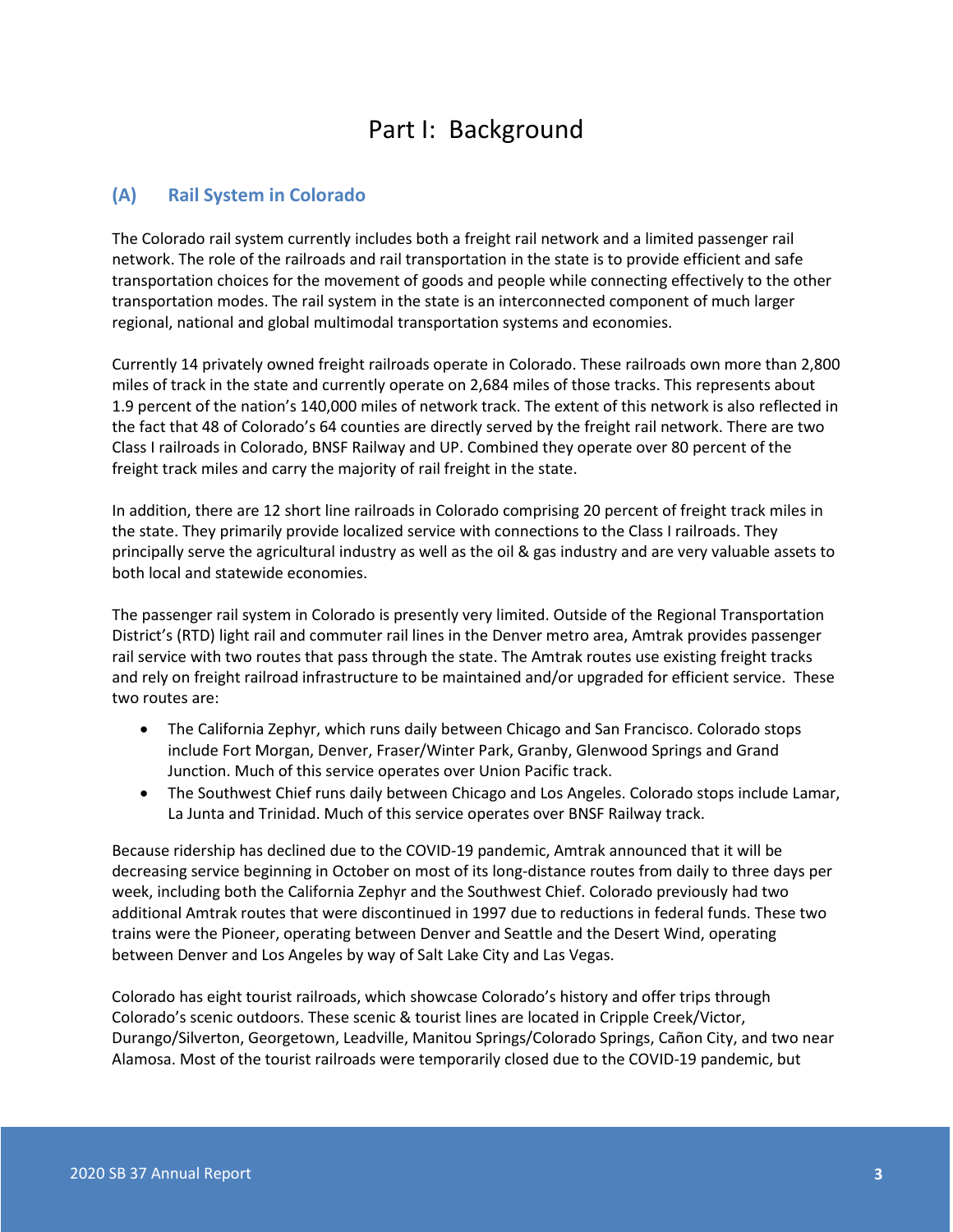# Part I: Background

## (A) Rail System in Colorado

The Colorado rail system currently includes both a freight rail network and a limited passenger rail network. The role of the railroads and rail transportation in the state is to provide efficient and safe transportation choices for the movement of goods and people while connecting effectively to the other transportation modes. The rail system in the state is an interconnected component of much larger regional, national and global multimodal transportation systems and economies.

Currently 14 privately owned freight railroads operate in Colorado. These railroads own more than 2,800 miles of track in the state and currently operate on 2,684 miles of those tracks. This represents about 1.9 percent of the nation's 140,000 miles of network track. The extent of this network is also reflected in the fact that 48 of Colorado's 64 counties are directly served by the freight rail network. There are two Class I railroads in Colorado, BNSF Railway and UP. Combined they operate over 80 percent of the freight track miles and carry the majority of rail freight in the state.

In addition, there are 12 short line railroads in Colorado comprising 20 percent of freight track miles in the state. They primarily provide localized service with connections to the Class I railroads. They principally serve the agricultural industry as well as the oil & gas industry and are very valuable assets to both local and statewide economies.

The passenger rail system in Colorado is presently very limited. Outside of the Regional Transportation District's (RTD) light rail and commuter rail lines in the Denver metro area, Amtrak provides passenger rail service with two routes that pass through the state. The Amtrak routes use existing freight tracks and rely on freight railroad infrastructure to be maintained and/or upgraded for efficient service. These two routes are:

- The California Zephyr, which runs daily between Chicago and San Francisco. Colorado stops include Fort Morgan, Denver, Fraser/Winter Park, Granby, Glenwood Springs and Grand Junction. Much of this service operates over Union Pacific track.
- The Southwest Chief runs daily between Chicago and Los Angeles. Colorado stops include Lamar, La Junta and Trinidad. Much of this service operates over BNSF Railway track.

Because ridership has declined due to the COVID-19 pandemic, Amtrak announced that it will be decreasing service beginning in October on most of its long-distance routes from daily to three days per week, including both the California Zephyr and the Southwest Chief. Colorado previously had two additional Amtrak routes that were discontinued in 1997 due to reductions in federal funds. These two trains were the Pioneer, operating between Denver and Seattle and the Desert Wind, operating between Denver and Los Angeles by way of Salt Lake City and Las Vegas.

Colorado has eight tourist railroads, which showcase Colorado's history and offer trips through Colorado's scenic outdoors. These scenic & tourist lines are located in Cripple Creek/Victor, Durango/Silverton, Georgetown, Leadville, Manitou Springs/Colorado Springs, Cañon City, and two near Alamosa. Most of the tourist railroads were temporarily closed due to the COVID-19 pandemic, but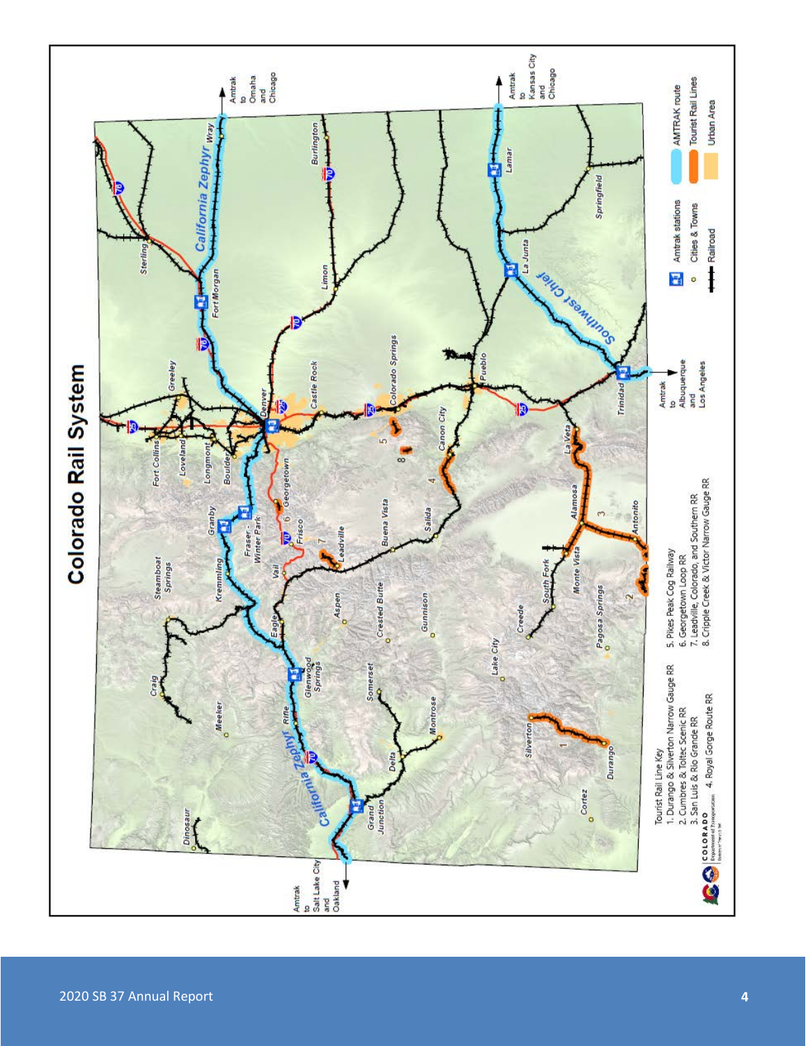# Colorado Rail System

Amtrak to Omaha and Chicago

Amtrak to Kansas City and Chicago

Amtrak to Salt Lake City and Oakland

Amtrak to Albuquerque and Los Angeles

California Zephyr

Southwest Chief

Wray

Sterling

Fort Morgan

Burlington

Limon

Lamar

La Junta

Springfield

Greeley

Fort Collins

Loveland

Longmont

Boulder

Denver

Castle Rock

Colorado Springs

Pueblo

Trinidad

Canon City

La Veta

Georgetown

Granby

Fraser - Winter Park

Frisco

Leadville

Buena Vista

Salida

Alamosa

Antonito

Monte Vista

South Fork

Creede

Steamboat Springs

Kremmling

Vail

Eagle

Aspen

Crested Butte

Gunnison

Lake City

Pagosa Springs

Craig

Meeker

Glenwood Springs

Rifle

Somerset

Delta

Montrose

Silverton

Durango

Cortez

Grand Junction

Dinosaur

Tourist Rail Line Key

1. Durango & Silverton Narrow Gauge RR
2. Cumbres & Toltec Scenic RR
3. San Luis & Rio Grande RR
4. Royal Gorge Route RR
5. Pikes Peak Cog Railway
6. Georgetown Loop RR
7. Leadville, Colorado, and Southern RR
8. Cripple Creek & Victor Narrow Gauge RR

Amtrak stations

Cities & Towns

Railroad

AMTRAK route

Tourist Rail Lines

Urban Area

COLORADO Department of Transportation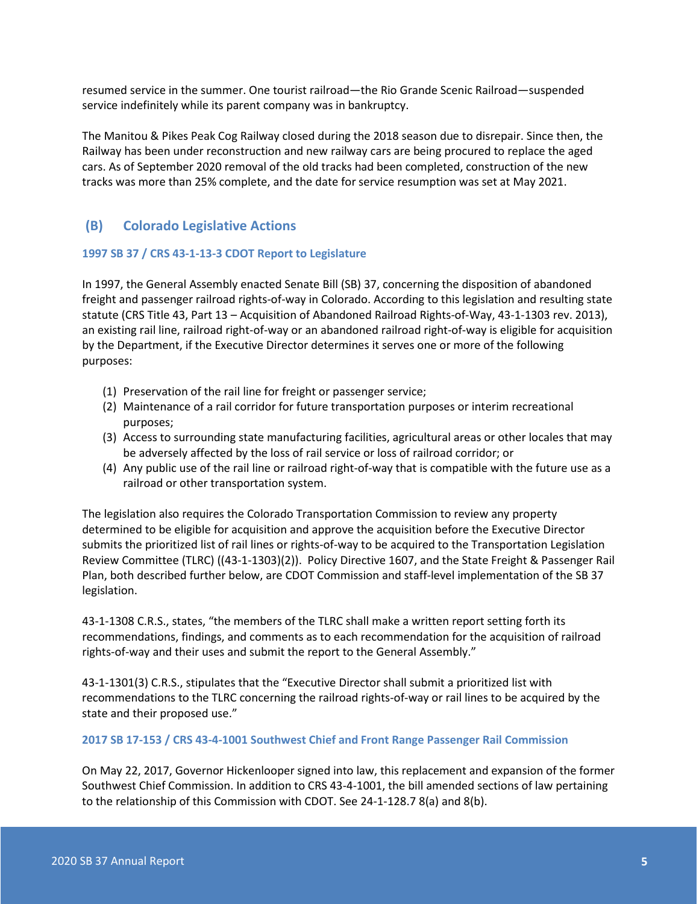resumed service in the summer. One tourist railroad—the Rio Grande Scenic Railroad—suspended service indefinitely while its parent company was in bankruptcy.

The Manitou & Pikes Peak Cog Railway closed during the 2018 season due to disrepair. Since then, the Railway has been under reconstruction and new railway cars are being procured to replace the aged cars. As of September 2020 removal of the old tracks had been completed, construction of the new tracks was more than 25% complete, and the date for service resumption was set at May 2021.

## (B) Colorado Legislative Actions

### 1997 SB 37 / CRS 43-1-13-3 CDOT Report to Legislature

In 1997, the General Assembly enacted Senate Bill (SB) 37, concerning the disposition of abandoned freight and passenger railroad rights-of-way in Colorado. According to this legislation and resulting state statute (CRS Title 43, Part 13 – Acquisition of Abandoned Railroad Rights-of-Way, 43-1-1303 rev. 2013), an existing rail line, railroad right-of-way or an abandoned railroad right-of-way is eligible for acquisition by the Department, if the Executive Director determines it serves one or more of the following purposes:

(1) Preservation of the rail line for freight or passenger service;
(2) Maintenance of a rail corridor for future transportation purposes or interim recreational purposes;
(3) Access to surrounding state manufacturing facilities, agricultural areas or other locales that may be adversely affected by the loss of rail service or loss of railroad corridor; or
(4) Any public use of the rail line or railroad right-of-way that is compatible with the future use as a railroad or other transportation system.

The legislation also requires the Colorado Transportation Commission to review any property determined to be eligible for acquisition and approve the acquisition before the Executive Director submits the prioritized list of rail lines or rights-of-way to be acquired to the Transportation Legislation Review Committee (TLRC) ((43-1-1303)(2)). Policy Directive 1607, and the State Freight & Passenger Rail Plan, both described further below, are CDOT Commission and staff-level implementation of the SB 37 legislation.

43-1-1308 C.R.S., states, "the members of the TLRC shall make a written report setting forth its recommendations, findings, and comments as to each recommendation for the acquisition of railroad rights-of-way and their uses and submit the report to the General Assembly."

43-1-1301(3) C.R.S., stipulates that the "Executive Director shall submit a prioritized list with recommendations to the TLRC concerning the railroad rights-of-way or rail lines to be acquired by the state and their proposed use."

### 2017 SB 17-153 / CRS 43-4-1001 Southwest Chief and Front Range Passenger Rail Commission

On May 22, 2017, Governor Hickenlooper signed into law, this replacement and expansion of the former Southwest Chief Commission. In addition to CRS 43-4-1001, the bill amended sections of law pertaining to the relationship of this Commission with CDOT. See 24-1-128.7 8(a) and 8(b).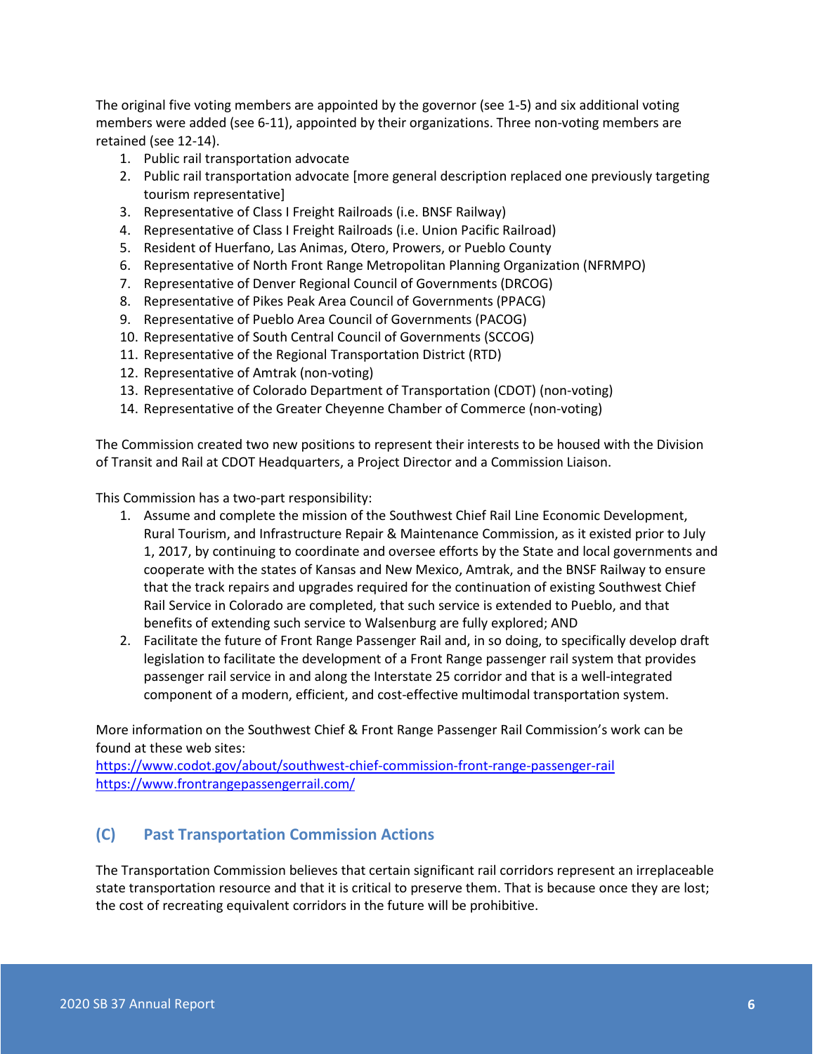The original five voting members are appointed by the governor (see 1-5) and six additional voting members were added (see 6-11), appointed by their organizations. Three non-voting members are retained (see 12-14).

1. Public rail transportation advocate
2. Public rail transportation advocate [more general description replaced one previously targeting tourism representative]
3. Representative of Class I Freight Railroads (i.e. BNSF Railway)
4. Representative of Class I Freight Railroads (i.e. Union Pacific Railroad)
5. Resident of Huerfano, Las Animas, Otero, Prowers, or Pueblo County
6. Representative of North Front Range Metropolitan Planning Organization (NFRMPO)
7. Representative of Denver Regional Council of Governments (DRCOG)
8. Representative of Pikes Peak Area Council of Governments (PPACG)
9. Representative of Pueblo Area Council of Governments (PACOG)
10. Representative of South Central Council of Governments (SCCOG)
11. Representative of the Regional Transportation District (RTD)
12. Representative of Amtrak (non-voting)
13. Representative of Colorado Department of Transportation (CDOT) (non-voting)
14. Representative of the Greater Cheyenne Chamber of Commerce (non-voting)

The Commission created two new positions to represent their interests to be housed with the Division of Transit and Rail at CDOT Headquarters, a Project Director and a Commission Liaison.

This Commission has a two-part responsibility:

1. Assume and complete the mission of the Southwest Chief Rail Line Economic Development, Rural Tourism, and Infrastructure Repair & Maintenance Commission, as it existed prior to July 1, 2017, by continuing to coordinate and oversee efforts by the State and local governments and cooperate with the states of Kansas and New Mexico, Amtrak, and the BNSF Railway to ensure that the track repairs and upgrades required for the continuation of existing Southwest Chief Rail Service in Colorado are completed, that such service is extended to Pueblo, and that benefits of extending such service to Walsenburg are fully explored; AND
2. Facilitate the future of Front Range Passenger Rail and, in so doing, to specifically develop draft legislation to facilitate the development of a Front Range passenger rail system that provides passenger rail service in and along the Interstate 25 corridor and that is a well-integrated component of a modern, efficient, and cost-effective multimodal transportation system.

More information on the Southwest Chief & Front Range Passenger Rail Commission's work can be found at these web sites:
https://www.codot.gov/about/southwest-chief-commission-front-range-passenger-rail
https://www.frontrangepassengerrail.com/

## (C) Past Transportation Commission Actions

The Transportation Commission believes that certain significant rail corridors represent an irreplaceable state transportation resource and that it is critical to preserve them. That is because once they are lost; the cost of recreating equivalent corridors in the future will be prohibitive.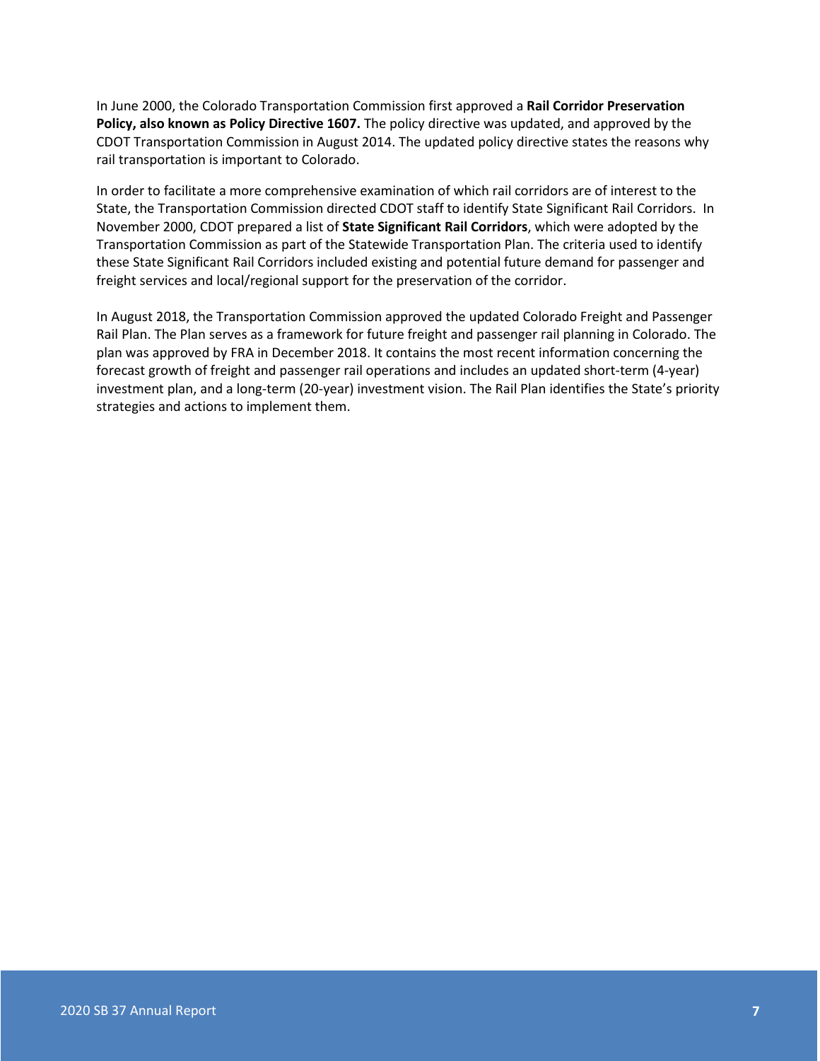In June 2000, the Colorado Transportation Commission first approved a **Rail Corridor Preservation Policy, also known as Policy Directive 1607.** The policy directive was updated, and approved by the CDOT Transportation Commission in August 2014. The updated policy directive states the reasons why rail transportation is important to Colorado.

In order to facilitate a more comprehensive examination of which rail corridors are of interest to the State, the Transportation Commission directed CDOT staff to identify State Significant Rail Corridors. In November 2000, CDOT prepared a list of **State Significant Rail Corridors**, which were adopted by the Transportation Commission as part of the Statewide Transportation Plan. The criteria used to identify these State Significant Rail Corridors included existing and potential future demand for passenger and freight services and local/regional support for the preservation of the corridor.

In August 2018, the Transportation Commission approved the updated Colorado Freight and Passenger Rail Plan. The Plan serves as a framework for future freight and passenger rail planning in Colorado. The plan was approved by FRA in December 2018. It contains the most recent information concerning the forecast growth of freight and passenger rail operations and includes an updated short-term (4-year) investment plan, and a long-term (20-year) investment vision. The Rail Plan identifies the State's priority strategies and actions to implement them.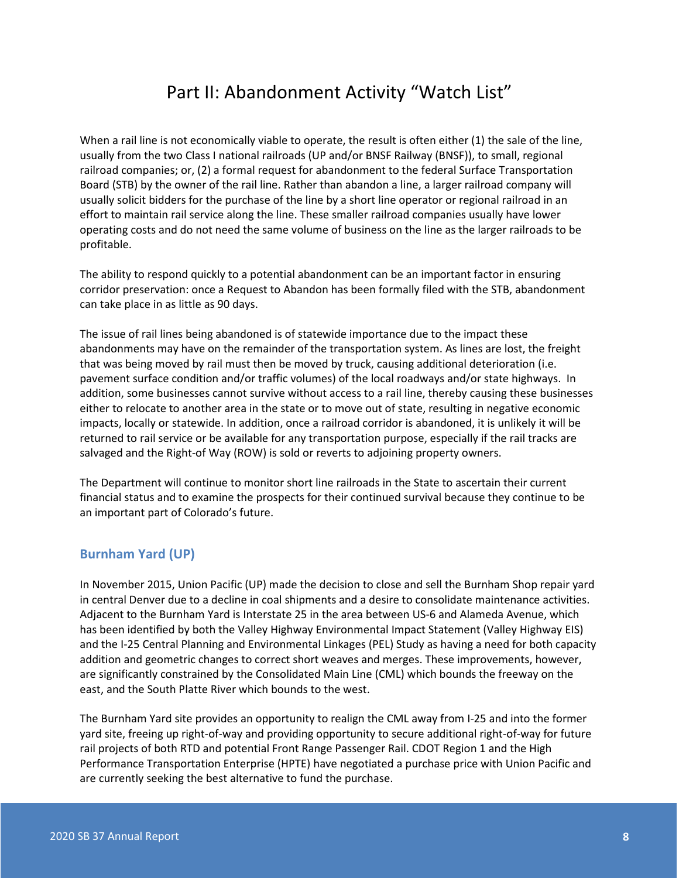# Part II: Abandonment Activity "Watch List"

When a rail line is not economically viable to operate, the result is often either (1) the sale of the line, usually from the two Class I national railroads (UP and/or BNSF Railway (BNSF)), to small, regional railroad companies; or, (2) a formal request for abandonment to the federal Surface Transportation Board (STB) by the owner of the rail line. Rather than abandon a line, a larger railroad company will usually solicit bidders for the purchase of the line by a short line operator or regional railroad in an effort to maintain rail service along the line. These smaller railroad companies usually have lower operating costs and do not need the same volume of business on the line as the larger railroads to be profitable.

The ability to respond quickly to a potential abandonment can be an important factor in ensuring corridor preservation: once a Request to Abandon has been formally filed with the STB, abandonment can take place in as little as 90 days.

The issue of rail lines being abandoned is of statewide importance due to the impact these abandonments may have on the remainder of the transportation system. As lines are lost, the freight that was being moved by rail must then be moved by truck, causing additional deterioration (i.e. pavement surface condition and/or traffic volumes) of the local roadways and/or state highways. In addition, some businesses cannot survive without access to a rail line, thereby causing these businesses either to relocate to another area in the state or to move out of state, resulting in negative economic impacts, locally or statewide. In addition, once a railroad corridor is abandoned, it is unlikely it will be returned to rail service or be available for any transportation purpose, especially if the rail tracks are salvaged and the Right-of Way (ROW) is sold or reverts to adjoining property owners.

The Department will continue to monitor short line railroads in the State to ascertain their current financial status and to examine the prospects for their continued survival because they continue to be an important part of Colorado's future.

## Burnham Yard (UP)

In November 2015, Union Pacific (UP) made the decision to close and sell the Burnham Shop repair yard in central Denver due to a decline in coal shipments and a desire to consolidate maintenance activities. Adjacent to the Burnham Yard is Interstate 25 in the area between US-6 and Alameda Avenue, which has been identified by both the Valley Highway Environmental Impact Statement (Valley Highway EIS) and the I-25 Central Planning and Environmental Linkages (PEL) Study as having a need for both capacity addition and geometric changes to correct short weaves and merges. These improvements, however, are significantly constrained by the Consolidated Main Line (CML) which bounds the freeway on the east, and the South Platte River which bounds to the west.

The Burnham Yard site provides an opportunity to realign the CML away from I-25 and into the former yard site, freeing up right-of-way and providing opportunity to secure additional right-of-way for future rail projects of both RTD and potential Front Range Passenger Rail. CDOT Region 1 and the High Performance Transportation Enterprise (HPTE) have negotiated a purchase price with Union Pacific and are currently seeking the best alternative to fund the purchase.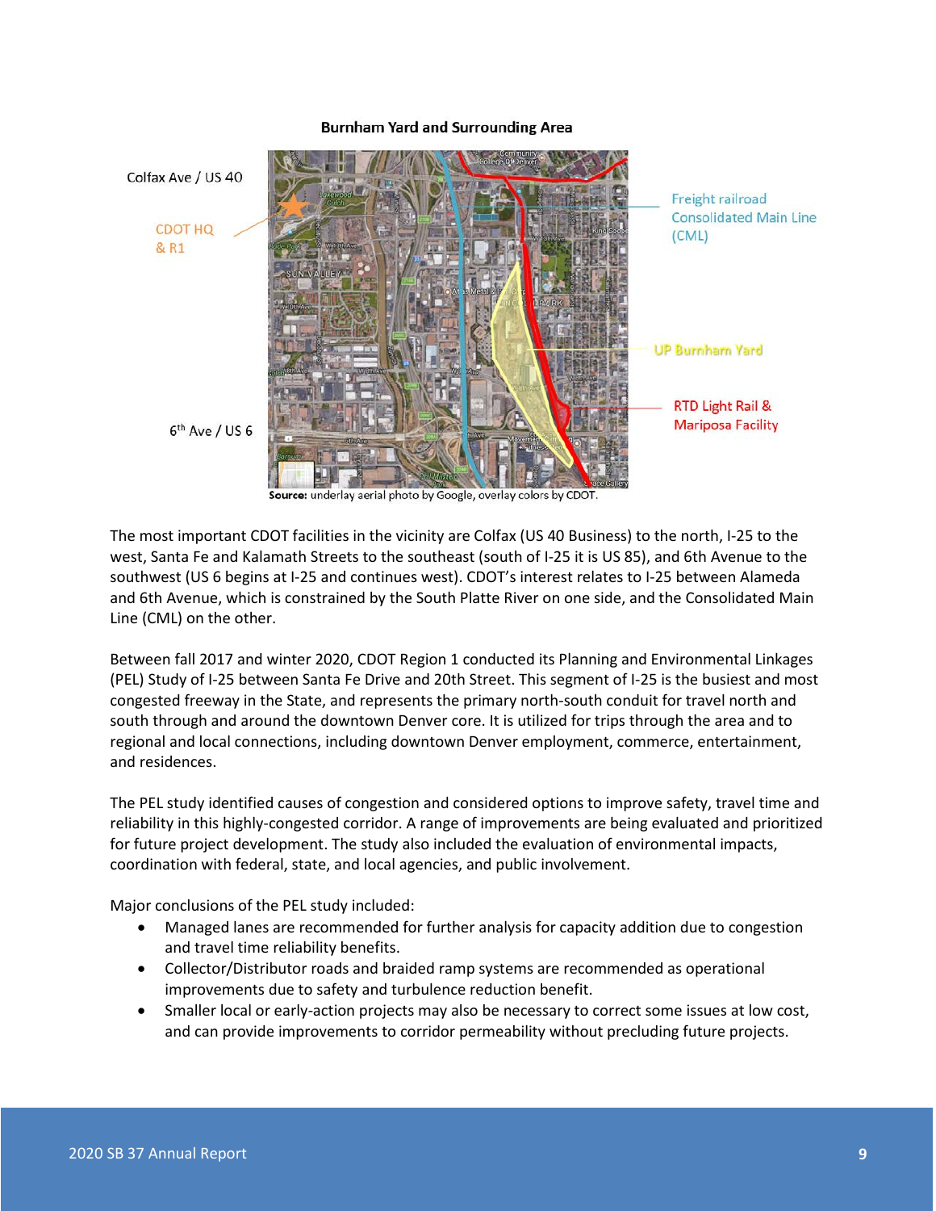**Burnham Yard and Surrounding Area**

Colfax Ave / US 40

CDOT HQ & R1

6th Ave / US 6

Freight railroad Consolidated Main Line (CML)

UP Burnham Yard

RTD Light Rail & Mariposa Facility

**Source:** underlay aerial photo by Google, overlay colors by CDOT.

The most important CDOT facilities in the vicinity are Colfax (US 40 Business) to the north, I-25 to the west, Santa Fe and Kalamath Streets to the southeast (south of I-25 it is US 85), and 6th Avenue to the southwest (US 6 begins at I-25 and continues west). CDOT's interest relates to I-25 between Alameda and 6th Avenue, which is constrained by the South Platte River on one side, and the Consolidated Main Line (CML) on the other.

Between fall 2017 and winter 2020, CDOT Region 1 conducted its Planning and Environmental Linkages (PEL) Study of I-25 between Santa Fe Drive and 20th Street. This segment of I-25 is the busiest and most congested freeway in the State, and represents the primary north-south conduit for travel north and south through and around the downtown Denver core. It is utilized for trips through the area and to regional and local connections, including downtown Denver employment, commerce, entertainment, and residences.

The PEL study identified causes of congestion and considered options to improve safety, travel time and reliability in this highly-congested corridor. A range of improvements are being evaluated and prioritized for future project development. The study also included the evaluation of environmental impacts, coordination with federal, state, and local agencies, and public involvement.

Major conclusions of the PEL study included:

- Managed lanes are recommended for further analysis for capacity addition due to congestion and travel time reliability benefits.
- Collector/Distributor roads and braided ramp systems are recommended as operational improvements due to safety and turbulence reduction benefit.
- Smaller local or early-action projects may also be necessary to correct some issues at low cost, and can provide improvements to corridor permeability without precluding future projects.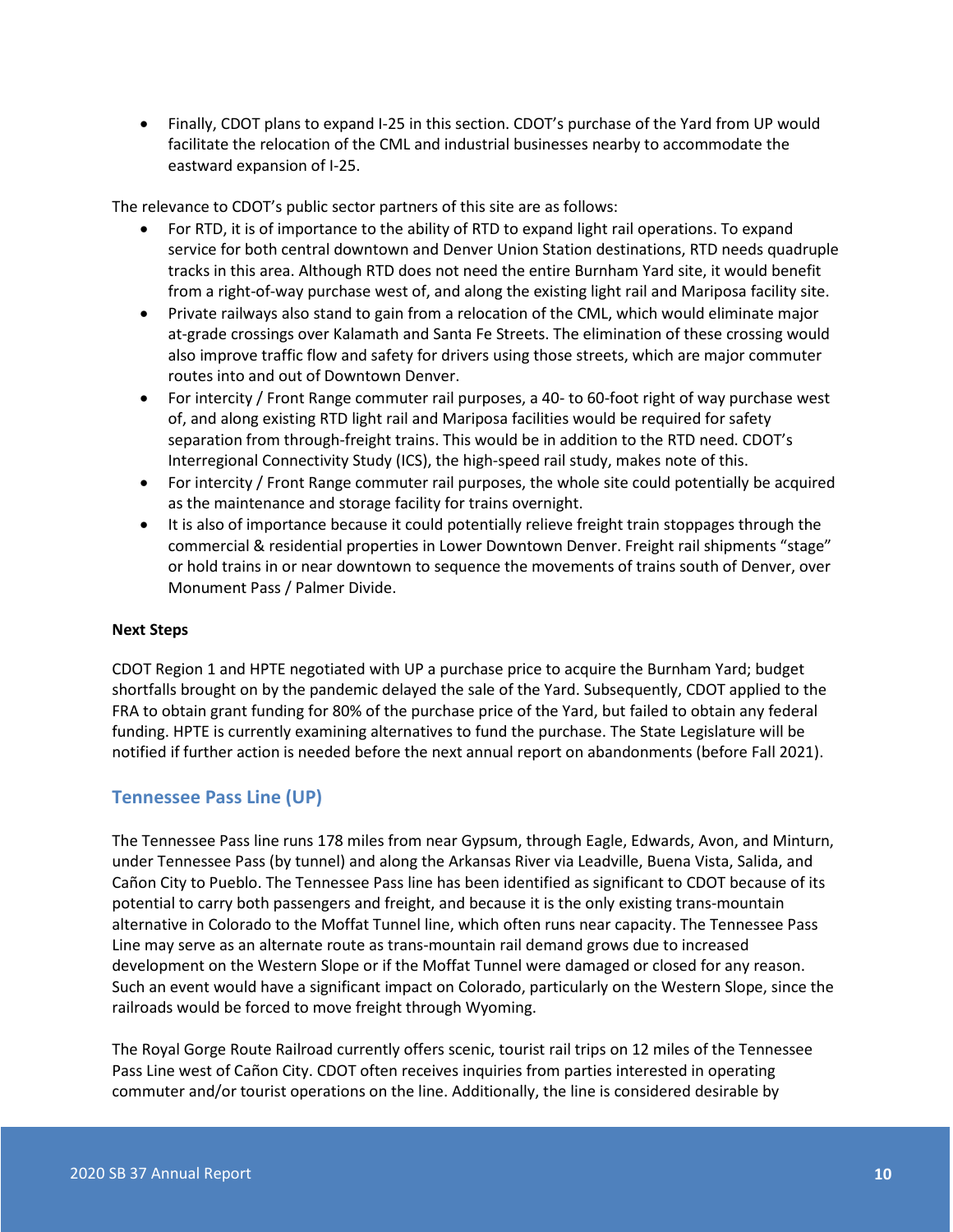- Finally, CDOT plans to expand I-25 in this section. CDOT's purchase of the Yard from UP would facilitate the relocation of the CML and industrial businesses nearby to accommodate the eastward expansion of I-25.

The relevance to CDOT's public sector partners of this site are as follows:

- For RTD, it is of importance to the ability of RTD to expand light rail operations. To expand service for both central downtown and Denver Union Station destinations, RTD needs quadruple tracks in this area. Although RTD does not need the entire Burnham Yard site, it would benefit from a right-of-way purchase west of, and along the existing light rail and Mariposa facility site.
- Private railways also stand to gain from a relocation of the CML, which would eliminate major at-grade crossings over Kalamath and Santa Fe Streets. The elimination of these crossing would also improve traffic flow and safety for drivers using those streets, which are major commuter routes into and out of Downtown Denver.
- For intercity / Front Range commuter rail purposes, a 40- to 60-foot right of way purchase west of, and along existing RTD light rail and Mariposa facilities would be required for safety separation from through-freight trains. This would be in addition to the RTD need. CDOT's Interregional Connectivity Study (ICS), the high-speed rail study, makes note of this.
- For intercity / Front Range commuter rail purposes, the whole site could potentially be acquired as the maintenance and storage facility for trains overnight.
- It is also of importance because it could potentially relieve freight train stoppages through the commercial & residential properties in Lower Downtown Denver. Freight rail shipments "stage" or hold trains in or near downtown to sequence the movements of trains south of Denver, over Monument Pass / Palmer Divide.

**Next Steps**

CDOT Region 1 and HPTE negotiated with UP a purchase price to acquire the Burnham Yard; budget shortfalls brought on by the pandemic delayed the sale of the Yard. Subsequently, CDOT applied to the FRA to obtain grant funding for 80% of the purchase price of the Yard, but failed to obtain any federal funding. HPTE is currently examining alternatives to fund the purchase. The State Legislature will be notified if further action is needed before the next annual report on abandonments (before Fall 2021).

## Tennessee Pass Line (UP)

The Tennessee Pass line runs 178 miles from near Gypsum, through Eagle, Edwards, Avon, and Minturn, under Tennessee Pass (by tunnel) and along the Arkansas River via Leadville, Buena Vista, Salida, and Cañon City to Pueblo. The Tennessee Pass line has been identified as significant to CDOT because of its potential to carry both passengers and freight, and because it is the only existing trans-mountain alternative in Colorado to the Moffat Tunnel line, which often runs near capacity. The Tennessee Pass Line may serve as an alternate route as trans-mountain rail demand grows due to increased development on the Western Slope or if the Moffat Tunnel were damaged or closed for any reason. Such an event would have a significant impact on Colorado, particularly on the Western Slope, since the railroads would be forced to move freight through Wyoming.

The Royal Gorge Route Railroad currently offers scenic, tourist rail trips on 12 miles of the Tennessee Pass Line west of Cañon City. CDOT often receives inquiries from parties interested in operating commuter and/or tourist operations on the line. Additionally, the line is considered desirable by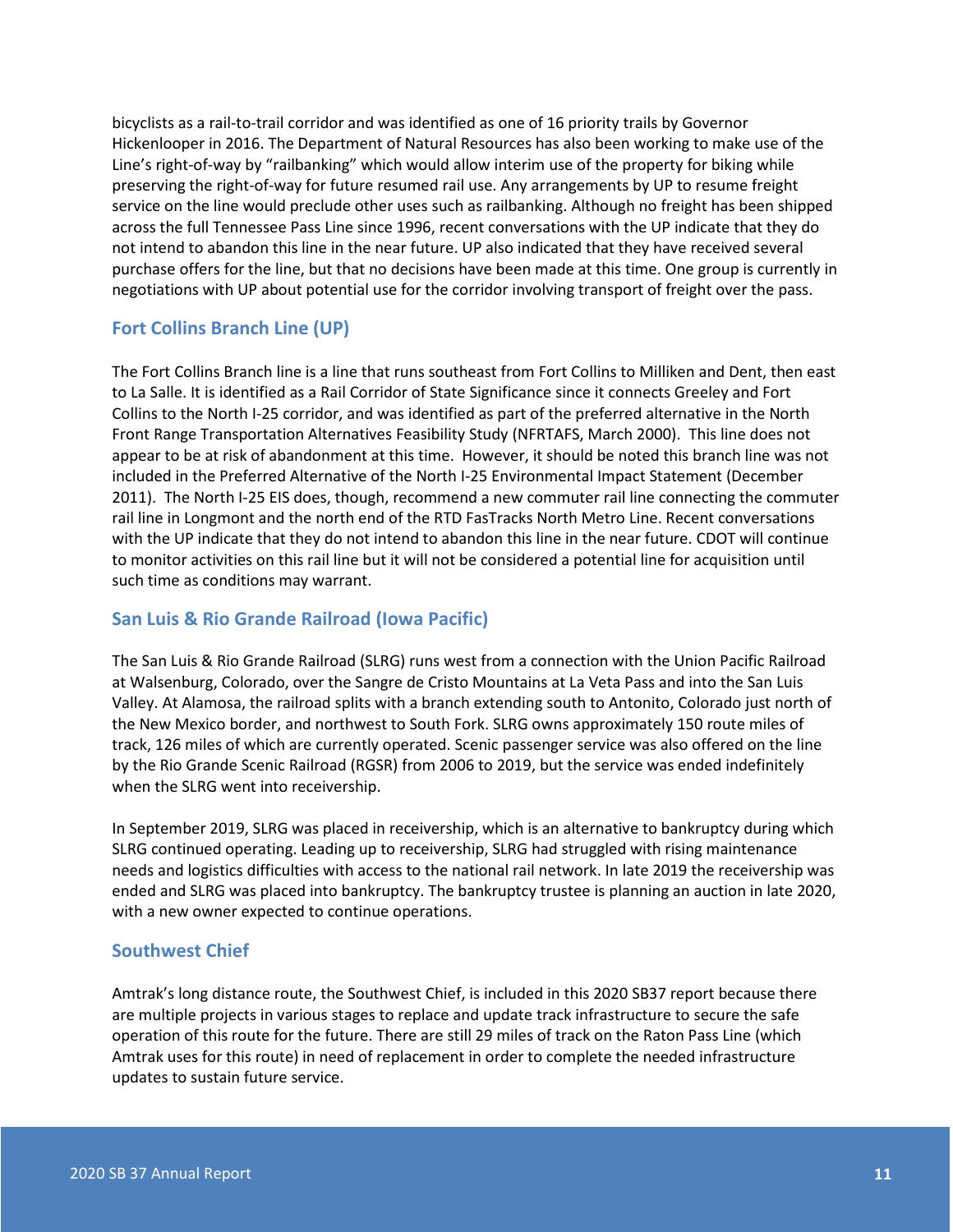bicyclists as a rail-to-trail corridor and was identified as one of 16 priority trails by Governor Hickenlooper in 2016. The Department of Natural Resources has also been working to make use of the Line's right-of-way by "railbanking" which would allow interim use of the property for biking while preserving the right-of-way for future resumed rail use. Any arrangements by UP to resume freight service on the line would preclude other uses such as railbanking. Although no freight has been shipped across the full Tennessee Pass Line since 1996, recent conversations with the UP indicate that they do not intend to abandon this line in the near future. UP also indicated that they have received several purchase offers for the line, but that no decisions have been made at this time. One group is currently in negotiations with UP about potential use for the corridor involving transport of freight over the pass.

### Fort Collins Branch Line (UP)

The Fort Collins Branch line is a line that runs southeast from Fort Collins to Milliken and Dent, then east to La Salle. It is identified as a Rail Corridor of State Significance since it connects Greeley and Fort Collins to the North I-25 corridor, and was identified as part of the preferred alternative in the North Front Range Transportation Alternatives Feasibility Study (NFRTAFS, March 2000). This line does not appear to be at risk of abandonment at this time. However, it should be noted this branch line was not included in the Preferred Alternative of the North I-25 Environmental Impact Statement (December 2011). The North I-25 EIS does, though, recommend a new commuter rail line connecting the commuter rail line in Longmont and the north end of the RTD FasTracks North Metro Line. Recent conversations with the UP indicate that they do not intend to abandon this line in the near future. CDOT will continue to monitor activities on this rail line but it will not be considered a potential line for acquisition until such time as conditions may warrant.

### San Luis & Rio Grande Railroad (Iowa Pacific)

The San Luis & Rio Grande Railroad (SLRG) runs west from a connection with the Union Pacific Railroad at Walsenburg, Colorado, over the Sangre de Cristo Mountains at La Veta Pass and into the San Luis Valley. At Alamosa, the railroad splits with a branch extending south to Antonito, Colorado just north of the New Mexico border, and northwest to South Fork. SLRG owns approximately 150 route miles of track, 126 miles of which are currently operated. Scenic passenger service was also offered on the line by the Rio Grande Scenic Railroad (RGSR) from 2006 to 2019, but the service was ended indefinitely when the SLRG went into receivership.

In September 2019, SLRG was placed in receivership, which is an alternative to bankruptcy during which SLRG continued operating. Leading up to receivership, SLRG had struggled with rising maintenance needs and logistics difficulties with access to the national rail network. In late 2019 the receivership was ended and SLRG was placed into bankruptcy. The bankruptcy trustee is planning an auction in late 2020, with a new owner expected to continue operations.

### Southwest Chief

Amtrak's long distance route, the Southwest Chief, is included in this 2020 SB37 report because there are multiple projects in various stages to replace and update track infrastructure to secure the safe operation of this route for the future. There are still 29 miles of track on the Raton Pass Line (which Amtrak uses for this route) in need of replacement in order to complete the needed infrastructure updates to sustain future service.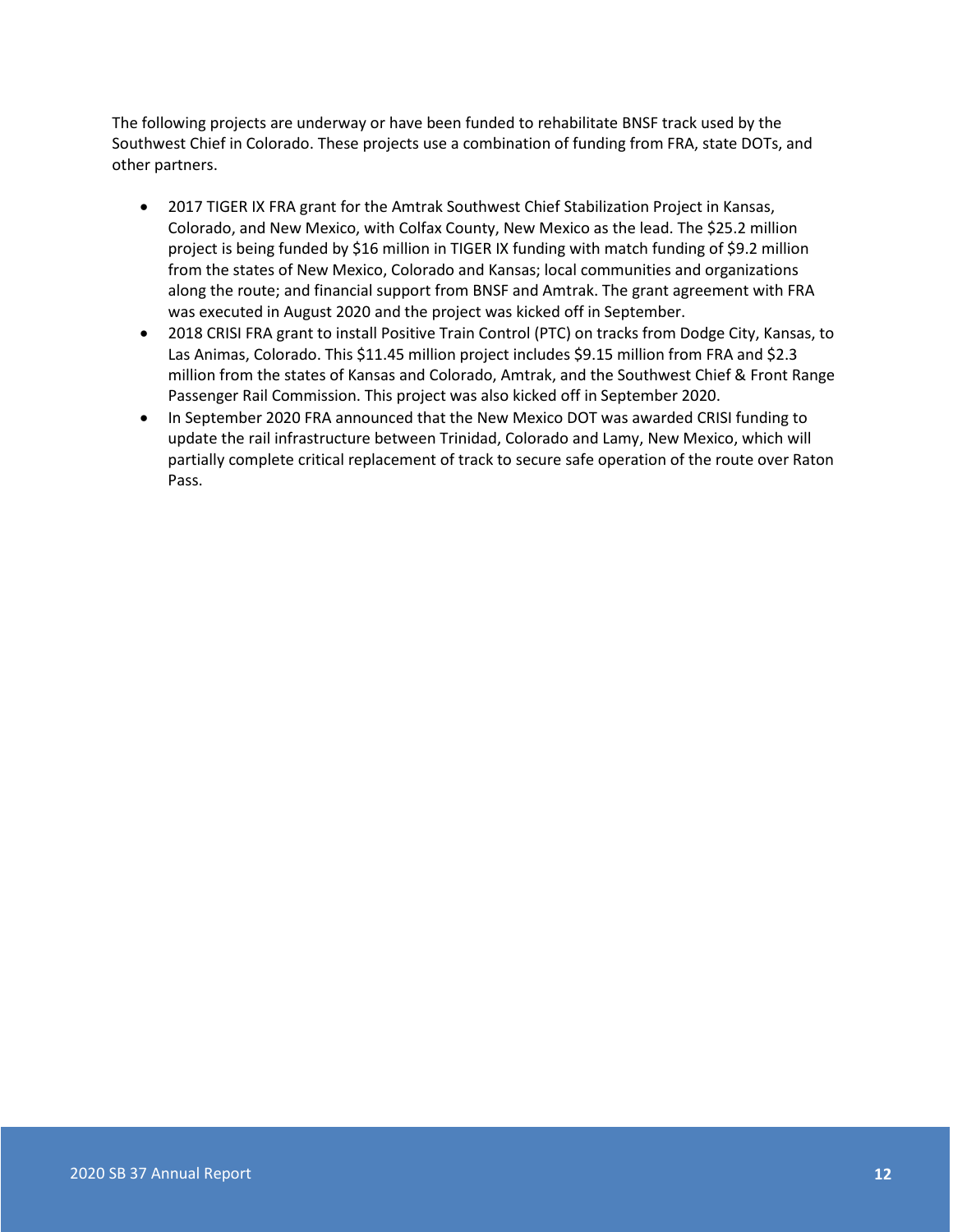The following projects are underway or have been funded to rehabilitate BNSF track used by the Southwest Chief in Colorado. These projects use a combination of funding from FRA, state DOTs, and other partners.

- 2017 TIGER IX FRA grant for the Amtrak Southwest Chief Stabilization Project in Kansas, Colorado, and New Mexico, with Colfax County, New Mexico as the lead. The $25.2 million project is being funded by $16 million in TIGER IX funding with match funding of $9.2 million from the states of New Mexico, Colorado and Kansas; local communities and organizations along the route; and financial support from BNSF and Amtrak. The grant agreement with FRA was executed in August 2020 and the project was kicked off in September.
- 2018 CRISI FRA grant to install Positive Train Control (PTC) on tracks from Dodge City, Kansas, to Las Animas, Colorado. This $11.45 million project includes $9.15 million from FRA and $2.3 million from the states of Kansas and Colorado, Amtrak, and the Southwest Chief & Front Range Passenger Rail Commission. This project was also kicked off in September 2020.
- In September 2020 FRA announced that the New Mexico DOT was awarded CRISI funding to update the rail infrastructure between Trinidad, Colorado and Lamy, New Mexico, which will partially complete critical replacement of track to secure safe operation of the route over Raton Pass.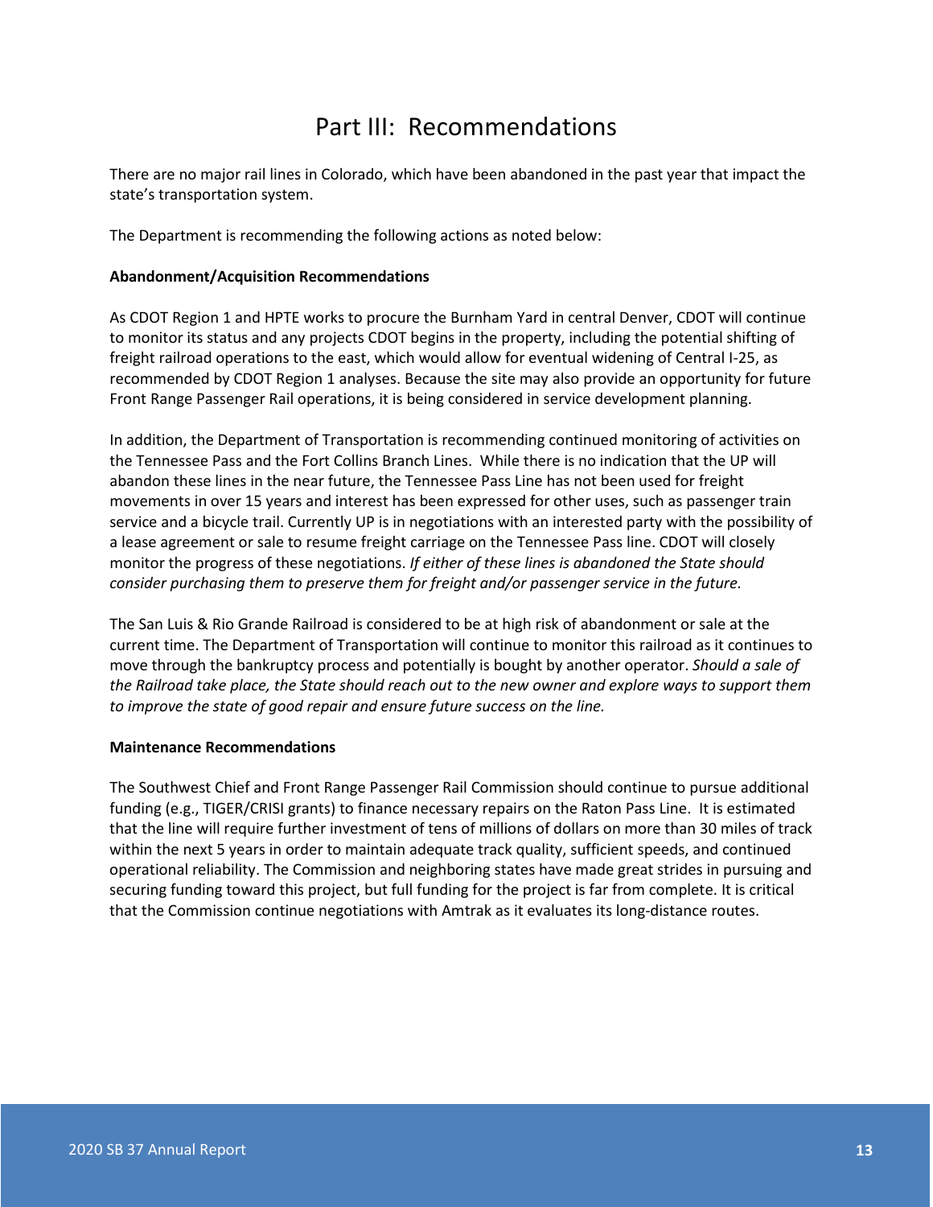# Part III: Recommendations

There are no major rail lines in Colorado, which have been abandoned in the past year that impact the state's transportation system.

The Department is recommending the following actions as noted below:

**Abandonment/Acquisition Recommendations**

As CDOT Region 1 and HPTE works to procure the Burnham Yard in central Denver, CDOT will continue to monitor its status and any projects CDOT begins in the property, including the potential shifting of freight railroad operations to the east, which would allow for eventual widening of Central I-25, as recommended by CDOT Region 1 analyses. Because the site may also provide an opportunity for future Front Range Passenger Rail operations, it is being considered in service development planning.

In addition, the Department of Transportation is recommending continued monitoring of activities on the Tennessee Pass and the Fort Collins Branch Lines. While there is no indication that the UP will abandon these lines in the near future, the Tennessee Pass Line has not been used for freight movements in over 15 years and interest has been expressed for other uses, such as passenger train service and a bicycle trail. Currently UP is in negotiations with an interested party with the possibility of a lease agreement or sale to resume freight carriage on the Tennessee Pass line. CDOT will closely monitor the progress of these negotiations. *If either of these lines is abandoned the State should consider purchasing them to preserve them for freight and/or passenger service in the future.*

The San Luis & Rio Grande Railroad is considered to be at high risk of abandonment or sale at the current time. The Department of Transportation will continue to monitor this railroad as it continues to move through the bankruptcy process and potentially is bought by another operator. *Should a sale of the Railroad take place, the State should reach out to the new owner and explore ways to support them to improve the state of good repair and ensure future success on the line.*

**Maintenance Recommendations**

The Southwest Chief and Front Range Passenger Rail Commission should continue to pursue additional funding (e.g., TIGER/CRISI grants) to finance necessary repairs on the Raton Pass Line. It is estimated that the line will require further investment of tens of millions of dollars on more than 30 miles of track within the next 5 years in order to maintain adequate track quality, sufficient speeds, and continued operational reliability. The Commission and neighboring states have made great strides in pursuing and securing funding toward this project, but full funding for the project is far from complete. It is critical that the Commission continue negotiations with Amtrak as it evaluates its long-distance routes.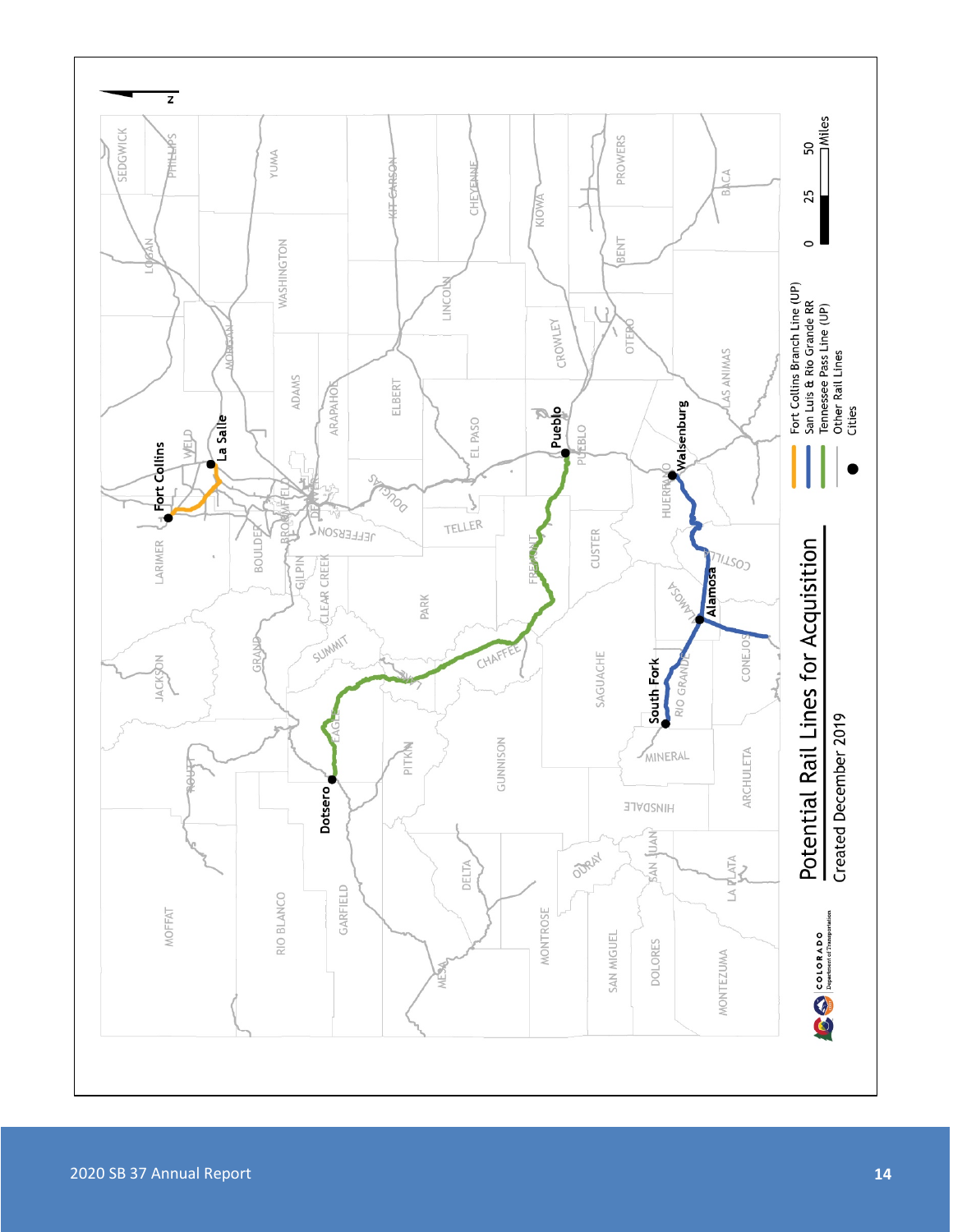# Potential Rail Lines for Acquisition

Created December 2019

Fort Collins Branch Line (UP)
San Luis & Rio Grande RR
Tennessee Pass Line (UP)
Other Rail Lines
Cities

0 25 50 Miles

N

Fort Collins
La Salle
Pueblo
Walsenburg
Alamosa
South Fork
Dotsero

SEDGWICK
PHILLIPS
LOGAN
YUMA
WASHINGTON
MORGAN
WELD
LARIMER
BOULDER
BROOMFIELD
DENVER
ADAMS
ARAPAHOE
ELBERT
KIT CARSON
CHEYENNE
LINCOLN
KIOWA
CROWLEY
PROWERS
BENT
OTERO
BACA
LAS ANIMAS
PUEBLO
EL PASO
DOUGLAS
JEFFERSON
TELLER
FREMONT
CUSTER
HUERFANO
COSTILLA
ALAMOSA
CONEJOS
RIO GRANDE
SAGUACHE
MINERAL
ARCHULETA
HINSDALE
GILPIN
CLEAR CREEK
PARK
CHAFFEE
SUMMIT
GRAND
JACKSON
ROUTT
EAGLE
PITKIN
GUNNISON
LAKE
DELTA
OURAY
SAN JUAN
LA PLATA
MONTEZUMA
DOLORES
SAN MIGUEL
MONTROSE
MESA
GARFIELD
RIO BLANCO
MOFFAT

COLORADO Department of Transportation